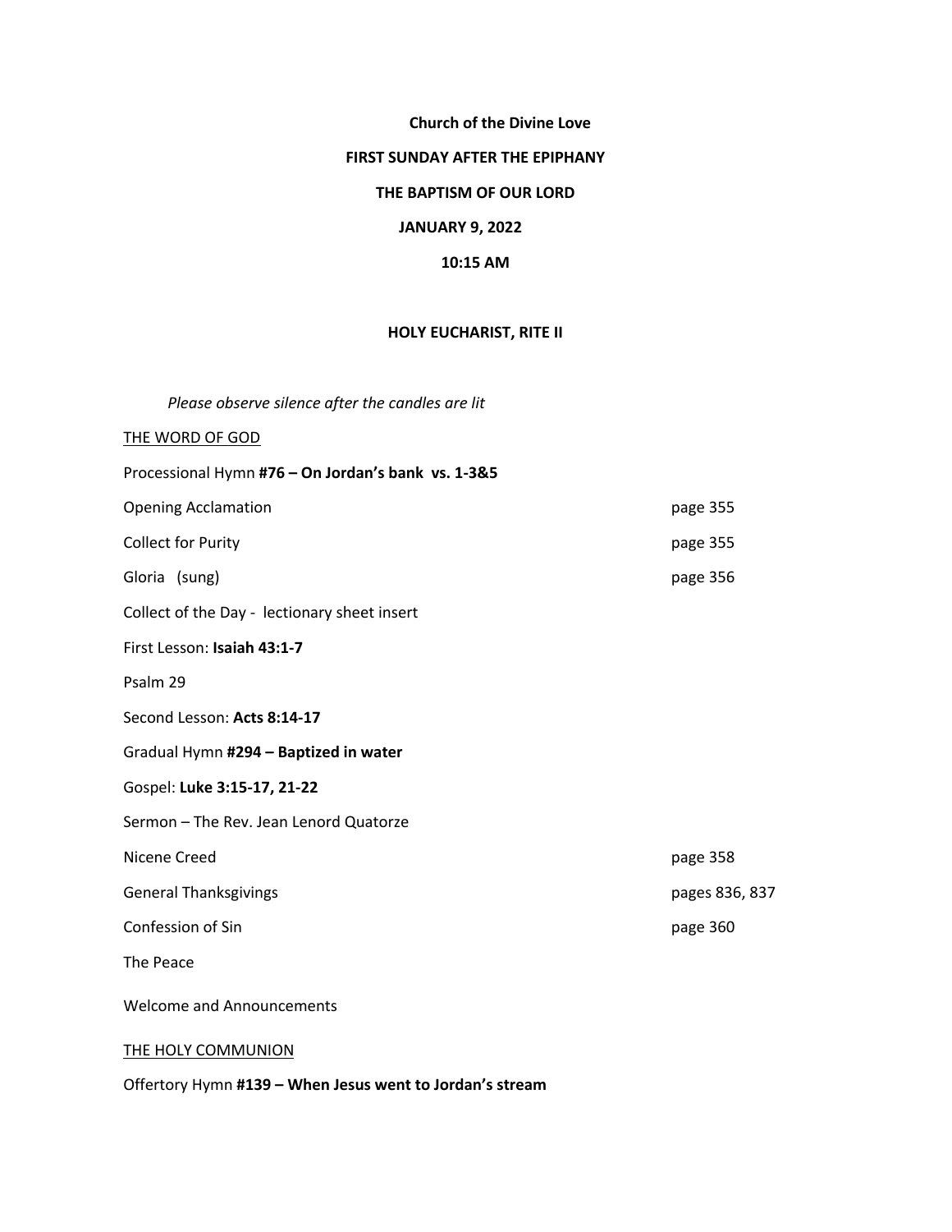**Church of the Divine Love**

**FIRST SUNDAY AFTER THE EPIPHANY**

**THE BAPTISM OF OUR LORD**

**JANUARY 9, 2022**

**10:15 AM**

**HOLY EUCHARIST, RITE II**

*Please observe silence after the candles are lit*

<u>THE WORD OF GOD</u>

Processional Hymn **#76 – On Jordan's bank vs. 1-3&5**

Opening Acclamation — page 355

Collect for Purity — page 355

Gloria (sung) — page 356

Collect of the Day - lectionary sheet insert

First Lesson: **Isaiah 43:1-7**

Psalm 29

Second Lesson: **Acts 8:14-17**

Gradual Hymn **#294 – Baptized in water**

Gospel: **Luke 3:15-17, 21-22**

Sermon – The Rev. Jean Lenord Quatorze

Nicene Creed — page 358

General Thanksgivings — pages 836, 837

Confession of Sin — page 360

The Peace

Welcome and Announcements

<u>THE HOLY COMMUNION</u>

Offertory Hymn **#139 – When Jesus went to Jordan's stream**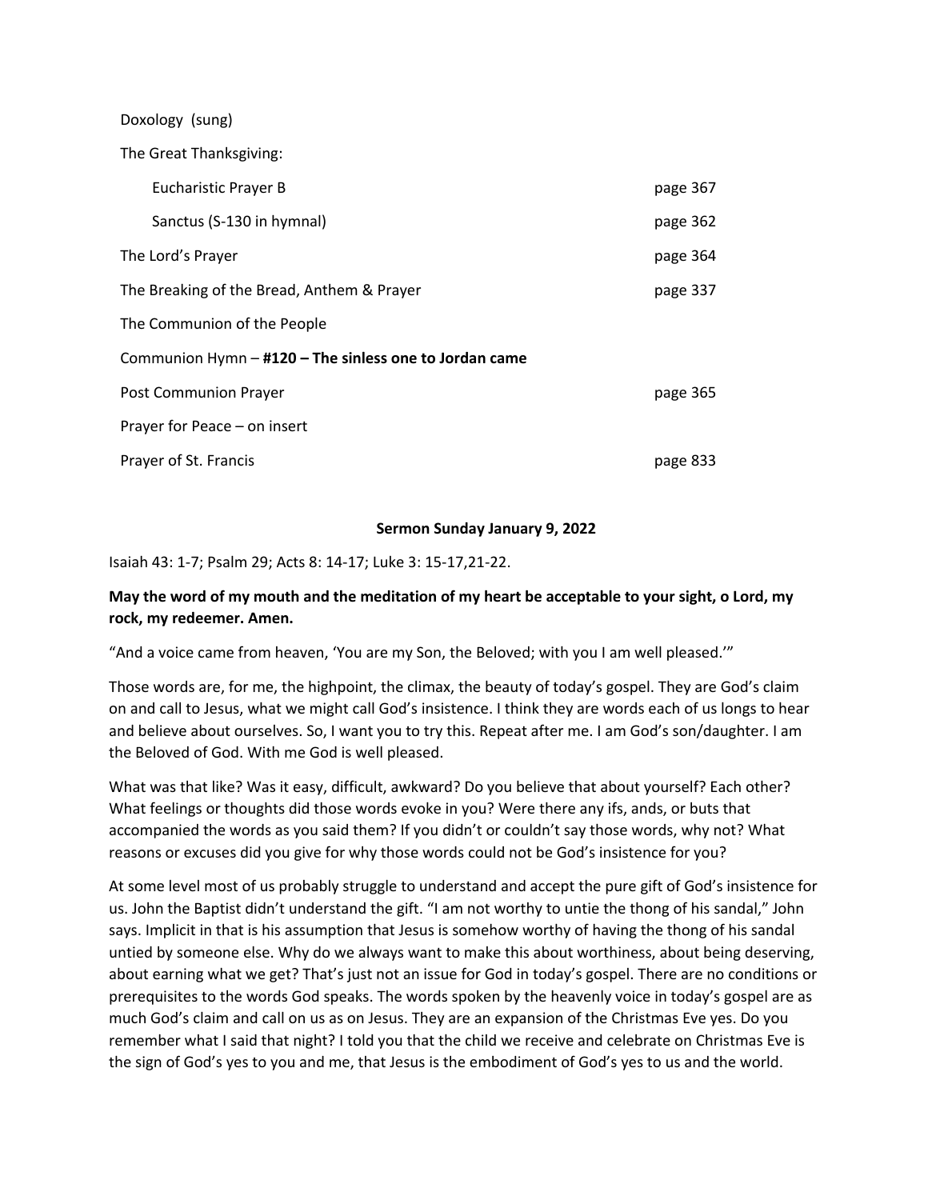Doxology (sung)

The Great Thanksgiving:

| | |
|---|---|
| Eucharistic Prayer B | page 367 |
| Sanctus (S-130 in hymnal) | page 362 |
| The Lord's Prayer | page 364 |
| The Breaking of the Bread, Anthem & Prayer | page 337 |
| The Communion of the People | |
| Communion Hymn – **#120 – The sinless one to Jordan came** | |
| Post Communion Prayer | page 365 |
| Prayer for Peace – on insert | |
| Prayer of St. Francis | page 833 |

## Sermon Sunday January 9, 2022

Isaiah 43: 1-7; Psalm 29; Acts 8: 14-17; Luke 3: 15-17,21-22.

**May the word of my mouth and the meditation of my heart be acceptable to your sight, o Lord, my rock, my redeemer. Amen.**

"And a voice came from heaven, 'You are my Son, the Beloved; with you I am well pleased.'"

Those words are, for me, the highpoint, the climax, the beauty of today's gospel. They are God's claim on and call to Jesus, what we might call God's insistence. I think they are words each of us longs to hear and believe about ourselves. So, I want you to try this. Repeat after me. I am God's son/daughter. I am the Beloved of God. With me God is well pleased.

What was that like? Was it easy, difficult, awkward? Do you believe that about yourself? Each other? What feelings or thoughts did those words evoke in you? Were there any ifs, ands, or buts that accompanied the words as you said them? If you didn't or couldn't say those words, why not? What reasons or excuses did you give for why those words could not be God's insistence for you?

At some level most of us probably struggle to understand and accept the pure gift of God's insistence for us. John the Baptist didn't understand the gift. "I am not worthy to untie the thong of his sandal," John says. Implicit in that is his assumption that Jesus is somehow worthy of having the thong of his sandal untied by someone else. Why do we always want to make this about worthiness, about being deserving, about earning what we get? That's just not an issue for God in today's gospel. There are no conditions or prerequisites to the words God speaks. The words spoken by the heavenly voice in today's gospel are as much God's claim and call on us as on Jesus. They are an expansion of the Christmas Eve yes. Do you remember what I said that night? I told you that the child we receive and celebrate on Christmas Eve is the sign of God's yes to you and me, that Jesus is the embodiment of God's yes to us and the world.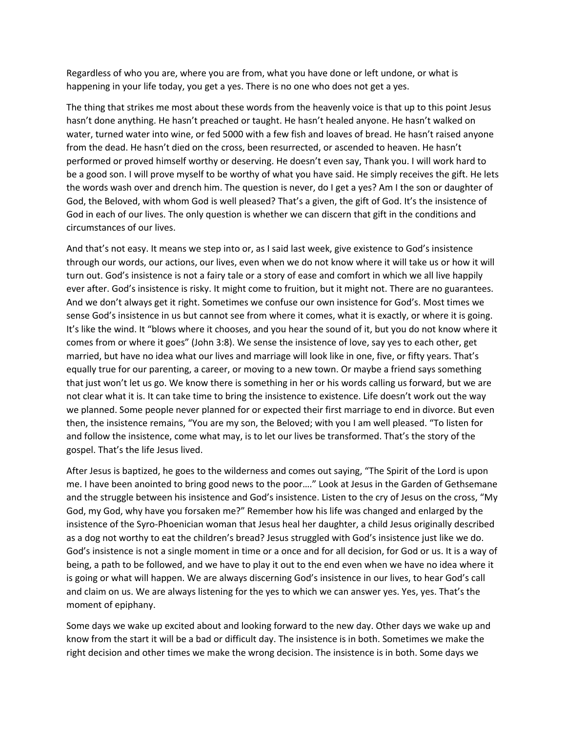Regardless of who you are, where you are from, what you have done or left undone, or what is happening in your life today, you get a yes. There is no one who does not get a yes.

The thing that strikes me most about these words from the heavenly voice is that up to this point Jesus hasn't done anything. He hasn't preached or taught. He hasn't healed anyone. He hasn't walked on water, turned water into wine, or fed 5000 with a few fish and loaves of bread. He hasn't raised anyone from the dead. He hasn't died on the cross, been resurrected, or ascended to heaven. He hasn't performed or proved himself worthy or deserving. He doesn't even say, Thank you. I will work hard to be a good son. I will prove myself to be worthy of what you have said. He simply receives the gift. He lets the words wash over and drench him. The question is never, do I get a yes? Am I the son or daughter of God, the Beloved, with whom God is well pleased? That's a given, the gift of God. It's the insistence of God in each of our lives. The only question is whether we can discern that gift in the conditions and circumstances of our lives.

And that's not easy. It means we step into or, as I said last week, give existence to God's insistence through our words, our actions, our lives, even when we do not know where it will take us or how it will turn out. God's insistence is not a fairy tale or a story of ease and comfort in which we all live happily ever after. God's insistence is risky. It might come to fruition, but it might not. There are no guarantees. And we don't always get it right. Sometimes we confuse our own insistence for God's. Most times we sense God's insistence in us but cannot see from where it comes, what it is exactly, or where it is going. It's like the wind. It "blows where it chooses, and you hear the sound of it, but you do not know where it comes from or where it goes" (John 3:8). We sense the insistence of love, say yes to each other, get married, but have no idea what our lives and marriage will look like in one, five, or fifty years. That's equally true for our parenting, a career, or moving to a new town. Or maybe a friend says something that just won't let us go. We know there is something in her or his words calling us forward, but we are not clear what it is. It can take time to bring the insistence to existence. Life doesn't work out the way we planned. Some people never planned for or expected their first marriage to end in divorce. But even then, the insistence remains, "You are my son, the Beloved; with you I am well pleased. "To listen for and follow the insistence, come what may, is to let our lives be transformed. That's the story of the gospel. That's the life Jesus lived.

After Jesus is baptized, he goes to the wilderness and comes out saying, "The Spirit of the Lord is upon me. I have been anointed to bring good news to the poor…." Look at Jesus in the Garden of Gethsemane and the struggle between his insistence and God's insistence. Listen to the cry of Jesus on the cross, "My God, my God, why have you forsaken me?" Remember how his life was changed and enlarged by the insistence of the Syro-Phoenician woman that Jesus heal her daughter, a child Jesus originally described as a dog not worthy to eat the children's bread? Jesus struggled with God's insistence just like we do. God's insistence is not a single moment in time or a once and for all decision, for God or us. It is a way of being, a path to be followed, and we have to play it out to the end even when we have no idea where it is going or what will happen. We are always discerning God's insistence in our lives, to hear God's call and claim on us. We are always listening for the yes to which we can answer yes. Yes, yes. That's the moment of epiphany.

Some days we wake up excited about and looking forward to the new day. Other days we wake up and know from the start it will be a bad or difficult day. The insistence is in both. Sometimes we make the right decision and other times we make the wrong decision. The insistence is in both. Some days we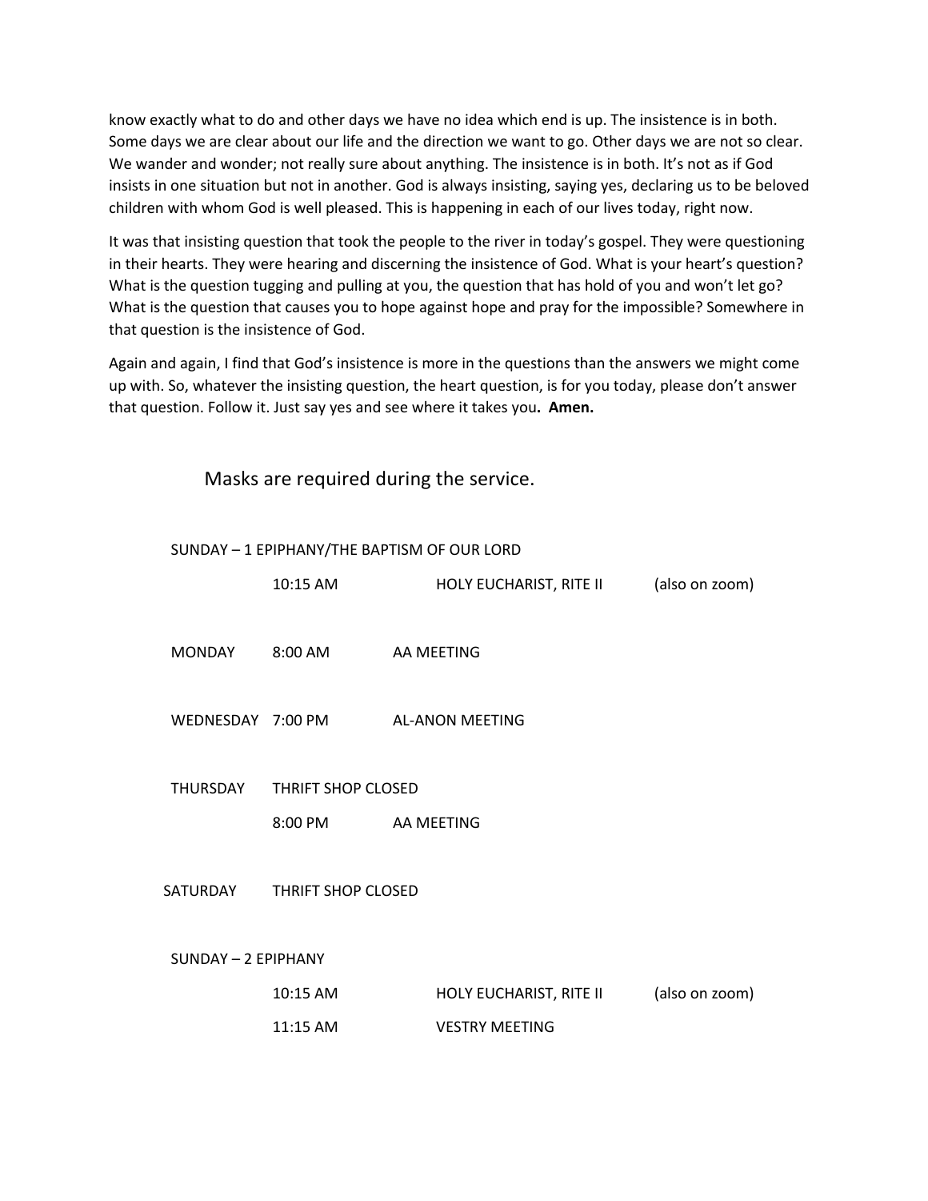know exactly what to do and other days we have no idea which end is up. The insistence is in both. Some days we are clear about our life and the direction we want to go. Other days we are not so clear. We wander and wonder; not really sure about anything. The insistence is in both. It's not as if God insists in one situation but not in another. God is always insisting, saying yes, declaring us to be beloved children with whom God is well pleased. This is happening in each of our lives today, right now.

It was that insisting question that took the people to the river in today's gospel. They were questioning in their hearts. They were hearing and discerning the insistence of God. What is your heart's question? What is the question tugging and pulling at you, the question that has hold of you and won't let go? What is the question that causes you to hope against hope and pray for the impossible? Somewhere in that question is the insistence of God.

Again and again, I find that God's insistence is more in the questions than the answers we might come up with. So, whatever the insisting question, the heart question, is for you today, please don't answer that question. Follow it. Just say yes and see where it takes you**. Amen.**

Masks are required during the service.

SUNDAY – 1 EPIPHANY/THE BAPTISM OF OUR LORD

10:15 AM HOLY EUCHARIST, RITE II (also on zoom)

MONDAY 8:00 AM AA MEETING

WEDNESDAY 7:00 PM AL-ANON MEETING

THURSDAY THRIFT SHOP CLOSED

8:00 PM AA MEETING

SATURDAY THRIFT SHOP CLOSED

SUNDAY – 2 EPIPHANY

10:15 AM HOLY EUCHARIST, RITE II (also on zoom)

11:15 AM VESTRY MEETING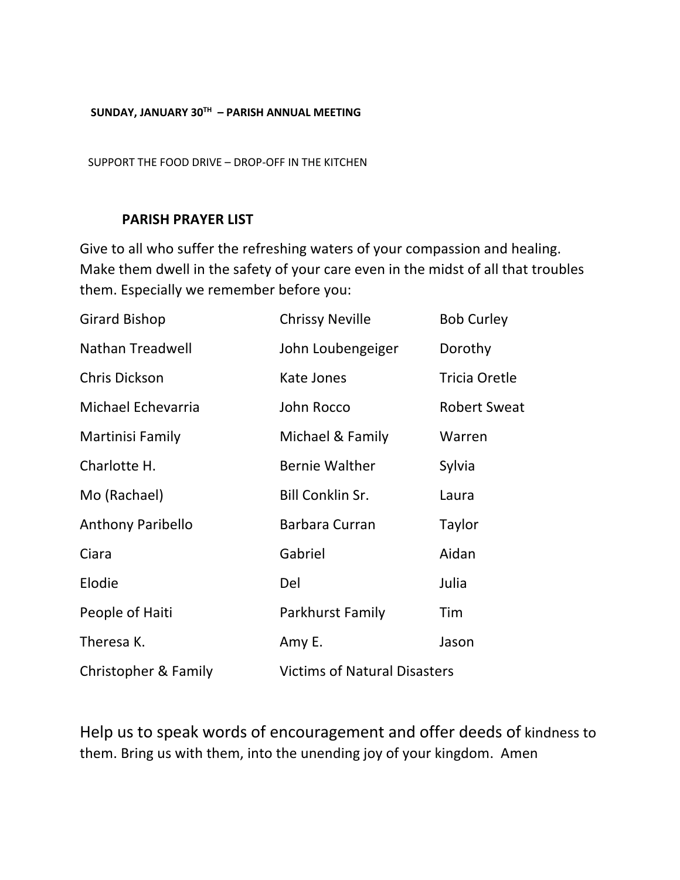**SUNDAY, JANUARY 30TH – PARISH ANNUAL MEETING**

SUPPORT THE FOOD DRIVE – DROP-OFF IN THE KITCHEN

## PARISH PRAYER LIST

Give to all who suffer the refreshing waters of your compassion and healing. Make them dwell in the safety of your care even in the midst of all that troubles them. Especially we remember before you:

| | | |
|---|---|---|
| Girard Bishop | Chrissy Neville | Bob Curley |
| Nathan Treadwell | John Loubengeiger | Dorothy |
| Chris Dickson | Kate Jones | Tricia Oretle |
| Michael Echevarria | John Rocco | Robert Sweat |
| Martinisi Family | Michael & Family | Warren |
| Charlotte H. | Bernie Walther | Sylvia |
| Mo (Rachael) | Bill Conklin Sr. | Laura |
| Anthony Paribello | Barbara Curran | Taylor |
| Ciara | Gabriel | Aidan |
| Elodie | Del | Julia |
| People of Haiti | Parkhurst Family | Tim |
| Theresa K. | Amy E. | Jason |
| Christopher & Family | Victims of Natural Disasters | |

Help us to speak words of encouragement and offer deeds of kindness to them. Bring us with them, into the unending joy of your kingdom. Amen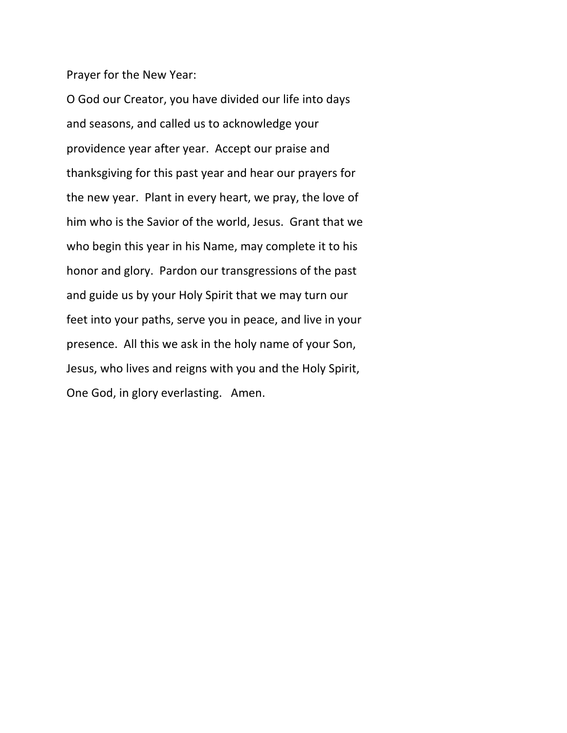Prayer for the New Year:

O God our Creator, you have divided our life into days and seasons, and called us to acknowledge your providence year after year. Accept our praise and thanksgiving for this past year and hear our prayers for the new year. Plant in every heart, we pray, the love of him who is the Savior of the world, Jesus. Grant that we who begin this year in his Name, may complete it to his honor and glory. Pardon our transgressions of the past and guide us by your Holy Spirit that we may turn our feet into your paths, serve you in peace, and live in your presence. All this we ask in the holy name of your Son, Jesus, who lives and reigns with you and the Holy Spirit, One God, in glory everlasting. Amen.